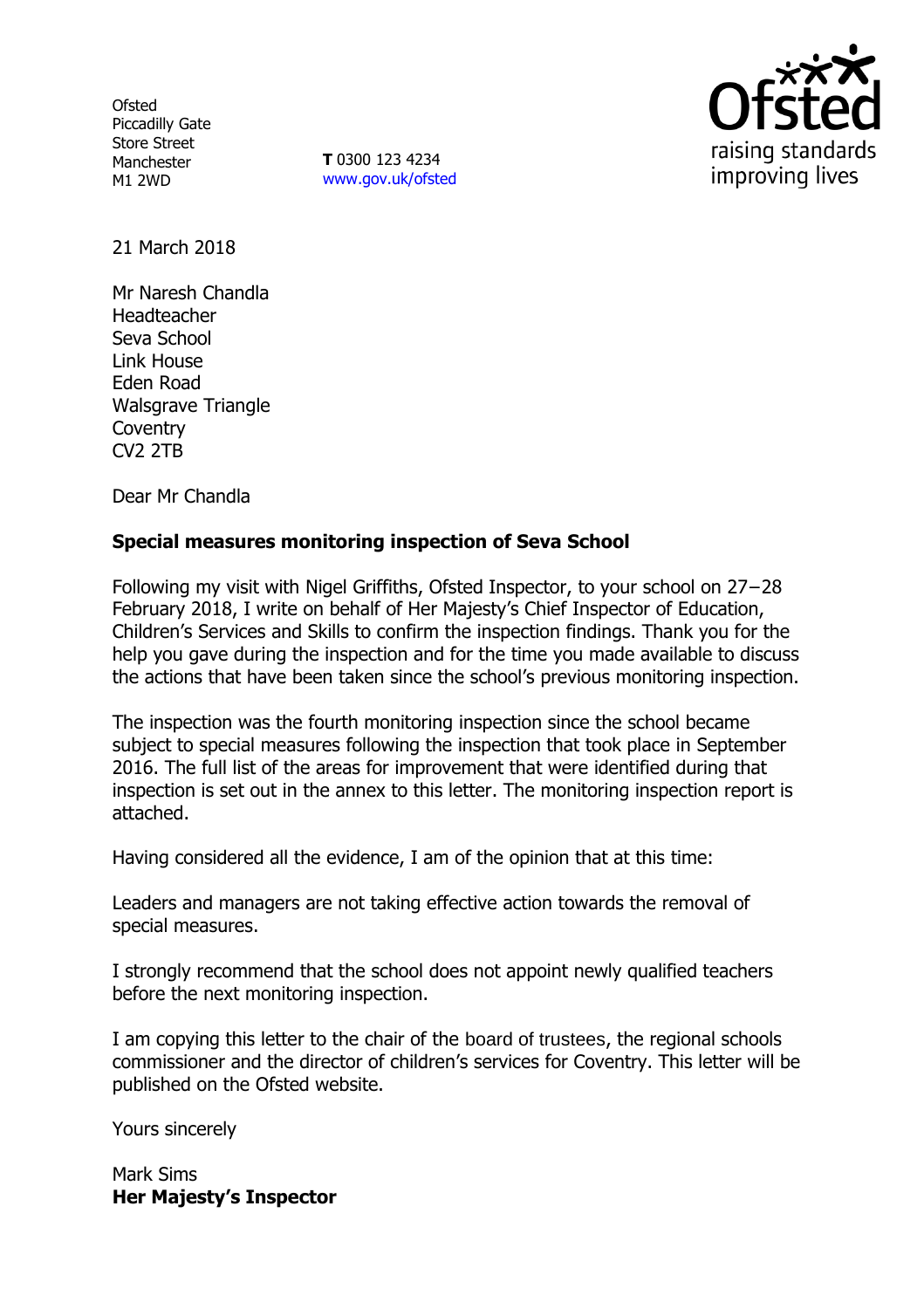Ofsted
Piccadilly Gate
Store Street
Manchester
M1 2WD

**T** 0300 123 4234
www.gov.uk/ofsted

raising standards
improving lives

21 March 2018

Mr Naresh Chandla
Headteacher
Seva School
Link House
Eden Road
Walsgrave Triangle
Coventry
CV2 2TB

Dear Mr Chandla

**Special measures monitoring inspection of Seva School**

Following my visit with Nigel Griffiths, Ofsted Inspector, to your school on 27–28 February 2018, I write on behalf of Her Majesty's Chief Inspector of Education, Children's Services and Skills to confirm the inspection findings. Thank you for the help you gave during the inspection and for the time you made available to discuss the actions that have been taken since the school's previous monitoring inspection.

The inspection was the fourth monitoring inspection since the school became subject to special measures following the inspection that took place in September 2016. The full list of the areas for improvement that were identified during that inspection is set out in the annex to this letter. The monitoring inspection report is attached.

Having considered all the evidence, I am of the opinion that at this time:

Leaders and managers are not taking effective action towards the removal of special measures.

I strongly recommend that the school does not appoint newly qualified teachers before the next monitoring inspection.

I am copying this letter to the chair of the board of trustees, the regional schools commissioner and the director of children's services for Coventry. This letter will be published on the Ofsted website.

Yours sincerely

Mark Sims
**Her Majesty's Inspector**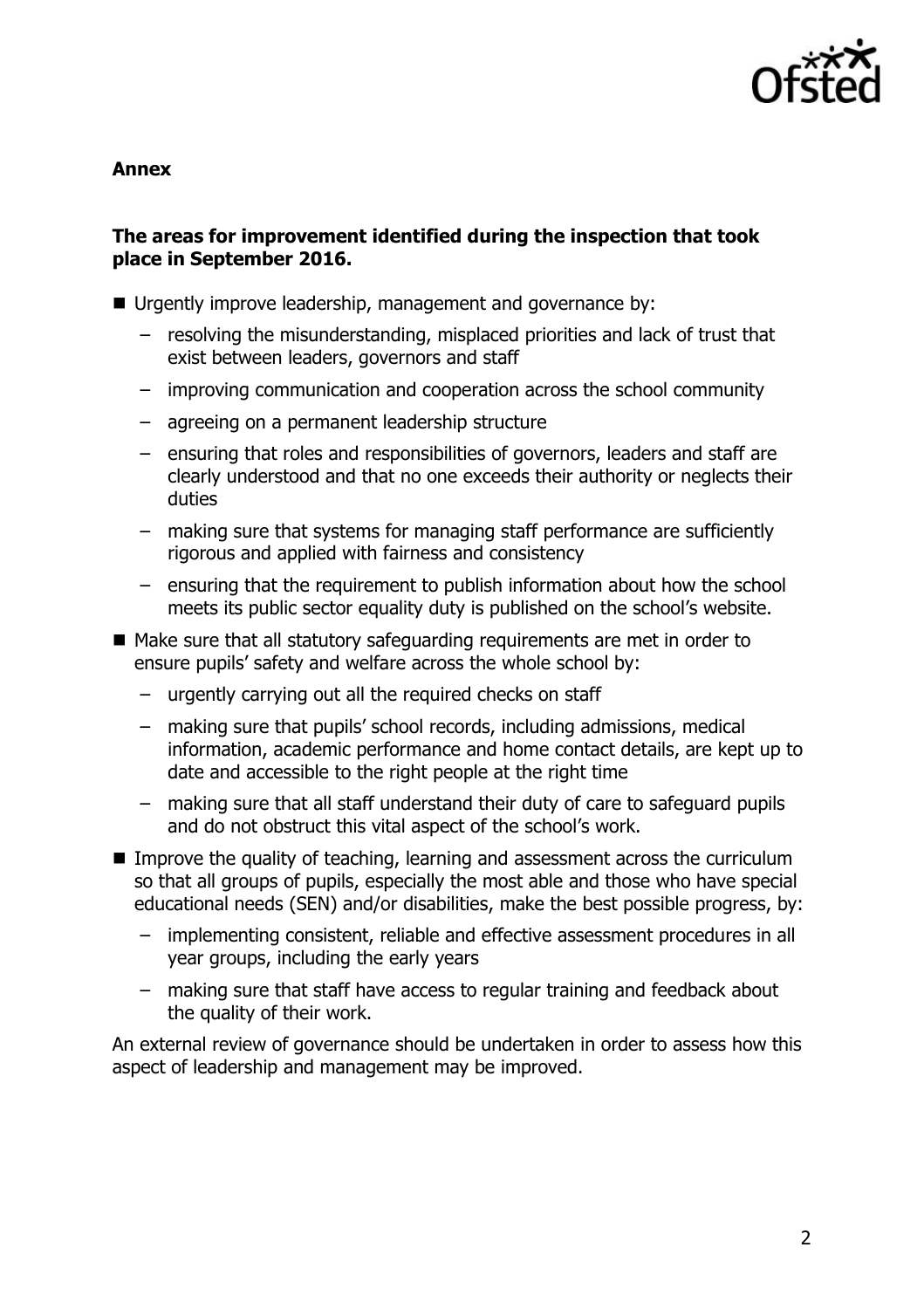**Annex**

**The areas for improvement identified during the inspection that took place in September 2016.**

- Urgently improve leadership, management and governance by:
  - resolving the misunderstanding, misplaced priorities and lack of trust that exist between leaders, governors and staff
  - improving communication and cooperation across the school community
  - agreeing on a permanent leadership structure
  - ensuring that roles and responsibilities of governors, leaders and staff are clearly understood and that no one exceeds their authority or neglects their duties
  - making sure that systems for managing staff performance are sufficiently rigorous and applied with fairness and consistency
  - ensuring that the requirement to publish information about how the school meets its public sector equality duty is published on the school's website.
- Make sure that all statutory safeguarding requirements are met in order to ensure pupils' safety and welfare across the whole school by:
  - urgently carrying out all the required checks on staff
  - making sure that pupils' school records, including admissions, medical information, academic performance and home contact details, are kept up to date and accessible to the right people at the right time
  - making sure that all staff understand their duty of care to safeguard pupils and do not obstruct this vital aspect of the school's work.
- Improve the quality of teaching, learning and assessment across the curriculum so that all groups of pupils, especially the most able and those who have special educational needs (SEN) and/or disabilities, make the best possible progress, by:
  - implementing consistent, reliable and effective assessment procedures in all year groups, including the early years
  - making sure that staff have access to regular training and feedback about the quality of their work.

An external review of governance should be undertaken in order to assess how this aspect of leadership and management may be improved.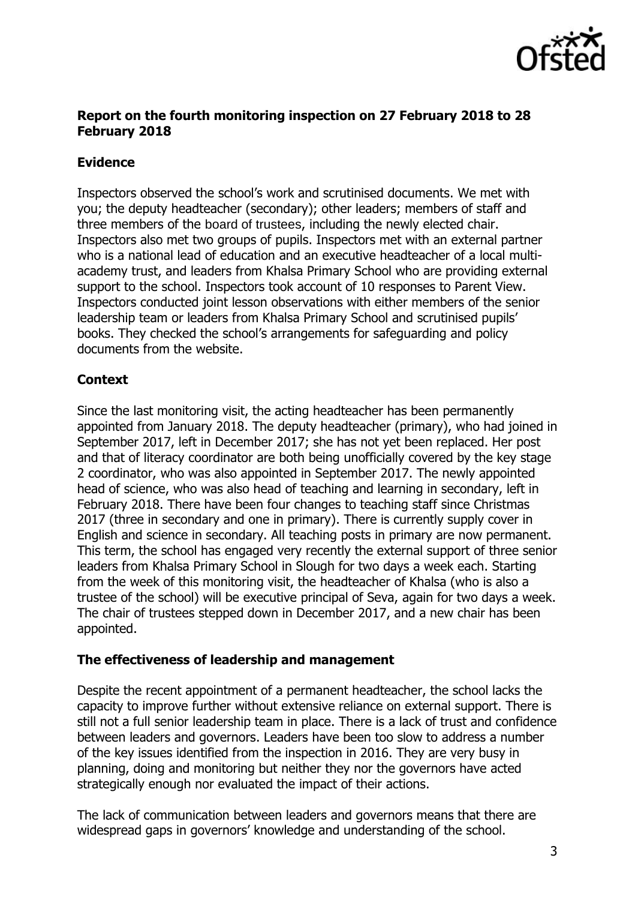## Report on the fourth monitoring inspection on 27 February 2018 to 28 February 2018

### Evidence

Inspectors observed the school's work and scrutinised documents. We met with you; the deputy headteacher (secondary); other leaders; members of staff and three members of the board of trustees, including the newly elected chair. Inspectors also met two groups of pupils. Inspectors met with an external partner who is a national lead of education and an executive headteacher of a local multi-academy trust, and leaders from Khalsa Primary School who are providing external support to the school. Inspectors took account of 10 responses to Parent View. Inspectors conducted joint lesson observations with either members of the senior leadership team or leaders from Khalsa Primary School and scrutinised pupils' books. They checked the school's arrangements for safeguarding and policy documents from the website.

### Context

Since the last monitoring visit, the acting headteacher has been permanently appointed from January 2018. The deputy headteacher (primary), who had joined in September 2017, left in December 2017; she has not yet been replaced. Her post and that of literacy coordinator are both being unofficially covered by the key stage 2 coordinator, who was also appointed in September 2017. The newly appointed head of science, who was also head of teaching and learning in secondary, left in February 2018. There have been four changes to teaching staff since Christmas 2017 (three in secondary and one in primary). There is currently supply cover in English and science in secondary. All teaching posts in primary are now permanent. This term, the school has engaged very recently the external support of three senior leaders from Khalsa Primary School in Slough for two days a week each. Starting from the week of this monitoring visit, the headteacher of Khalsa (who is also a trustee of the school) will be executive principal of Seva, again for two days a week. The chair of trustees stepped down in December 2017, and a new chair has been appointed.

### The effectiveness of leadership and management

Despite the recent appointment of a permanent headteacher, the school lacks the capacity to improve further without extensive reliance on external support. There is still not a full senior leadership team in place. There is a lack of trust and confidence between leaders and governors. Leaders have been too slow to address a number of the key issues identified from the inspection in 2016. They are very busy in planning, doing and monitoring but neither they nor the governors have acted strategically enough nor evaluated the impact of their actions.

The lack of communication between leaders and governors means that there are widespread gaps in governors' knowledge and understanding of the school.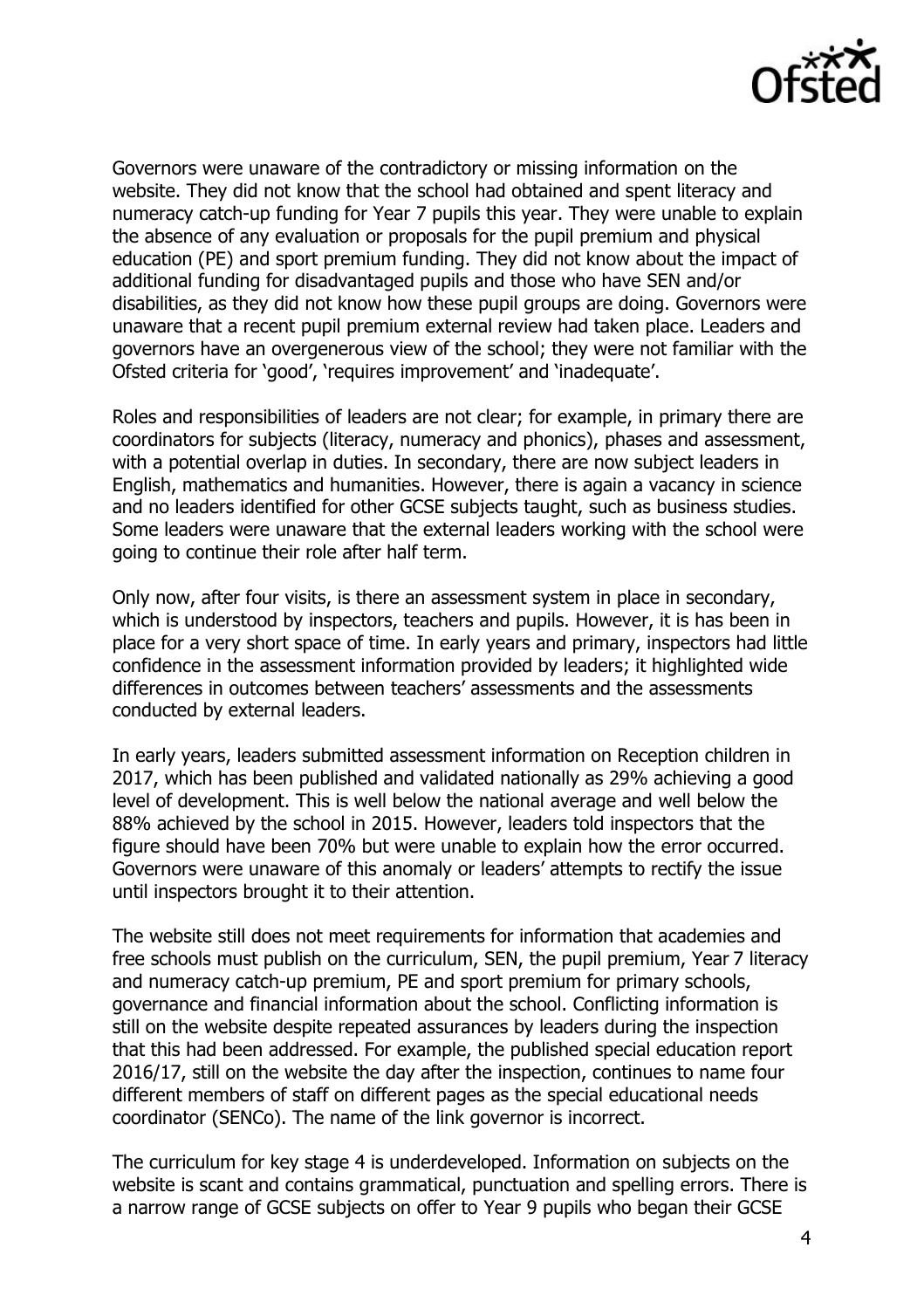Governors were unaware of the contradictory or missing information on the website. They did not know that the school had obtained and spent literacy and numeracy catch-up funding for Year 7 pupils this year. They were unable to explain the absence of any evaluation or proposals for the pupil premium and physical education (PE) and sport premium funding. They did not know about the impact of additional funding for disadvantaged pupils and those who have SEN and/or disabilities, as they did not know how these pupil groups are doing. Governors were unaware that a recent pupil premium external review had taken place. Leaders and governors have an overgenerous view of the school; they were not familiar with the Ofsted criteria for 'good', 'requires improvement' and 'inadequate'.

Roles and responsibilities of leaders are not clear; for example, in primary there are coordinators for subjects (literacy, numeracy and phonics), phases and assessment, with a potential overlap in duties. In secondary, there are now subject leaders in English, mathematics and humanities. However, there is again a vacancy in science and no leaders identified for other GCSE subjects taught, such as business studies. Some leaders were unaware that the external leaders working with the school were going to continue their role after half term.

Only now, after four visits, is there an assessment system in place in secondary, which is understood by inspectors, teachers and pupils. However, it is has been in place for a very short space of time. In early years and primary, inspectors had little confidence in the assessment information provided by leaders; it highlighted wide differences in outcomes between teachers' assessments and the assessments conducted by external leaders.

In early years, leaders submitted assessment information on Reception children in 2017, which has been published and validated nationally as 29% achieving a good level of development. This is well below the national average and well below the 88% achieved by the school in 2015. However, leaders told inspectors that the figure should have been 70% but were unable to explain how the error occurred. Governors were unaware of this anomaly or leaders' attempts to rectify the issue until inspectors brought it to their attention.

The website still does not meet requirements for information that academies and free schools must publish on the curriculum, SEN, the pupil premium, Year 7 literacy and numeracy catch-up premium, PE and sport premium for primary schools, governance and financial information about the school. Conflicting information is still on the website despite repeated assurances by leaders during the inspection that this had been addressed. For example, the published special education report 2016/17, still on the website the day after the inspection, continues to name four different members of staff on different pages as the special educational needs coordinator (SENCo). The name of the link governor is incorrect.

The curriculum for key stage 4 is underdeveloped. Information on subjects on the website is scant and contains grammatical, punctuation and spelling errors. There is a narrow range of GCSE subjects on offer to Year 9 pupils who began their GCSE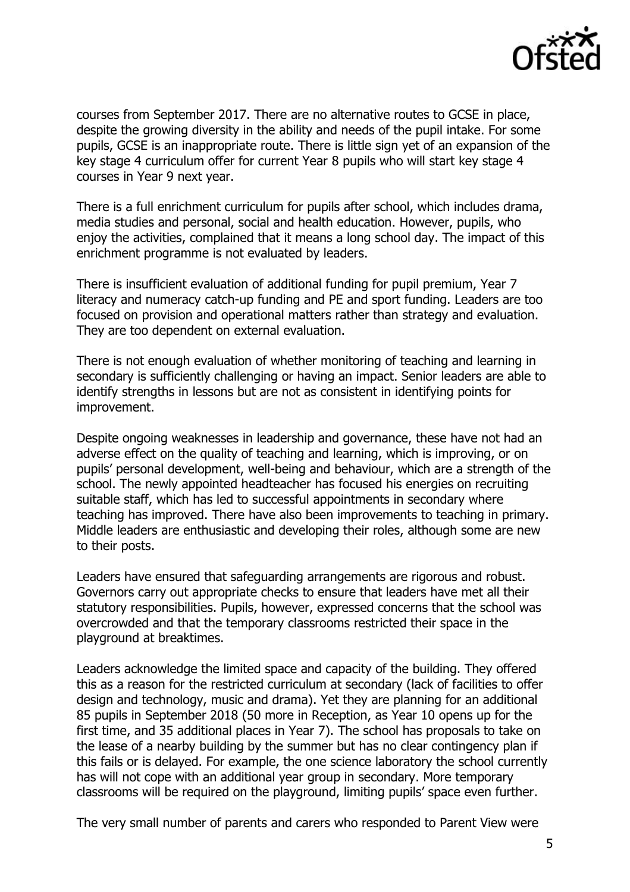courses from September 2017. There are no alternative routes to GCSE in place, despite the growing diversity in the ability and needs of the pupil intake. For some pupils, GCSE is an inappropriate route. There is little sign yet of an expansion of the key stage 4 curriculum offer for current Year 8 pupils who will start key stage 4 courses in Year 9 next year.

There is a full enrichment curriculum for pupils after school, which includes drama, media studies and personal, social and health education. However, pupils, who enjoy the activities, complained that it means a long school day. The impact of this enrichment programme is not evaluated by leaders.

There is insufficient evaluation of additional funding for pupil premium, Year 7 literacy and numeracy catch-up funding and PE and sport funding. Leaders are too focused on provision and operational matters rather than strategy and evaluation. They are too dependent on external evaluation.

There is not enough evaluation of whether monitoring of teaching and learning in secondary is sufficiently challenging or having an impact. Senior leaders are able to identify strengths in lessons but are not as consistent in identifying points for improvement.

Despite ongoing weaknesses in leadership and governance, these have not had an adverse effect on the quality of teaching and learning, which is improving, or on pupils' personal development, well-being and behaviour, which are a strength of the school. The newly appointed headteacher has focused his energies on recruiting suitable staff, which has led to successful appointments in secondary where teaching has improved. There have also been improvements to teaching in primary. Middle leaders are enthusiastic and developing their roles, although some are new to their posts.

Leaders have ensured that safeguarding arrangements are rigorous and robust. Governors carry out appropriate checks to ensure that leaders have met all their statutory responsibilities. Pupils, however, expressed concerns that the school was overcrowded and that the temporary classrooms restricted their space in the playground at breaktimes.

Leaders acknowledge the limited space and capacity of the building. They offered this as a reason for the restricted curriculum at secondary (lack of facilities to offer design and technology, music and drama). Yet they are planning for an additional 85 pupils in September 2018 (50 more in Reception, as Year 10 opens up for the first time, and 35 additional places in Year 7). The school has proposals to take on the lease of a nearby building by the summer but has no clear contingency plan if this fails or is delayed. For example, the one science laboratory the school currently has will not cope with an additional year group in secondary. More temporary classrooms will be required on the playground, limiting pupils' space even further.

The very small number of parents and carers who responded to Parent View were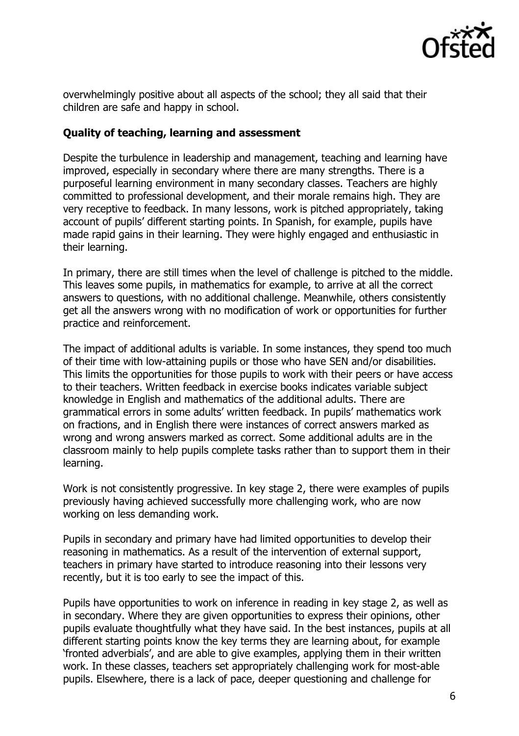overwhelmingly positive about all aspects of the school; they all said that their children are safe and happy in school.

### Quality of teaching, learning and assessment

Despite the turbulence in leadership and management, teaching and learning have improved, especially in secondary where there are many strengths. There is a purposeful learning environment in many secondary classes. Teachers are highly committed to professional development, and their morale remains high. They are very receptive to feedback. In many lessons, work is pitched appropriately, taking account of pupils' different starting points. In Spanish, for example, pupils have made rapid gains in their learning. They were highly engaged and enthusiastic in their learning.

In primary, there are still times when the level of challenge is pitched to the middle. This leaves some pupils, in mathematics for example, to arrive at all the correct answers to questions, with no additional challenge. Meanwhile, others consistently get all the answers wrong with no modification of work or opportunities for further practice and reinforcement.

The impact of additional adults is variable. In some instances, they spend too much of their time with low-attaining pupils or those who have SEN and/or disabilities. This limits the opportunities for those pupils to work with their peers or have access to their teachers. Written feedback in exercise books indicates variable subject knowledge in English and mathematics of the additional adults. There are grammatical errors in some adults' written feedback. In pupils' mathematics work on fractions, and in English there were instances of correct answers marked as wrong and wrong answers marked as correct. Some additional adults are in the classroom mainly to help pupils complete tasks rather than to support them in their learning.

Work is not consistently progressive. In key stage 2, there were examples of pupils previously having achieved successfully more challenging work, who are now working on less demanding work.

Pupils in secondary and primary have had limited opportunities to develop their reasoning in mathematics. As a result of the intervention of external support, teachers in primary have started to introduce reasoning into their lessons very recently, but it is too early to see the impact of this.

Pupils have opportunities to work on inference in reading in key stage 2, as well as in secondary. Where they are given opportunities to express their opinions, other pupils evaluate thoughtfully what they have said. In the best instances, pupils at all different starting points know the key terms they are learning about, for example 'fronted adverbials', and are able to give examples, applying them in their written work. In these classes, teachers set appropriately challenging work for most-able pupils. Elsewhere, there is a lack of pace, deeper questioning and challenge for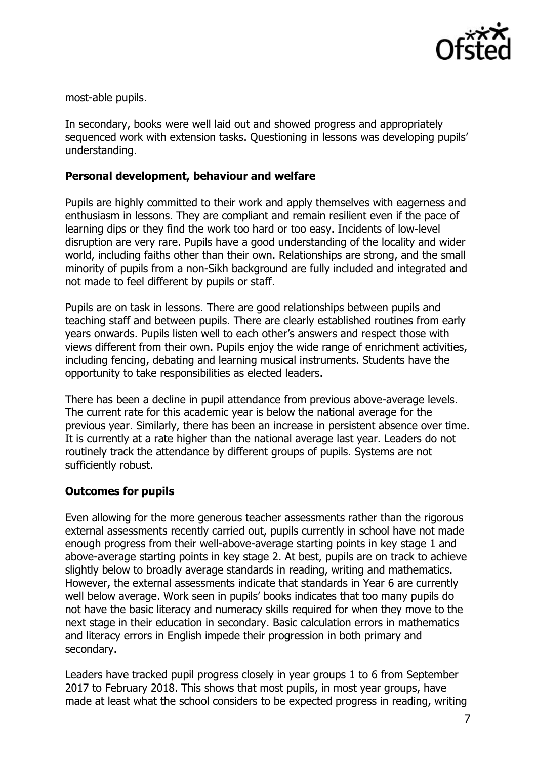most-able pupils.

In secondary, books were well laid out and showed progress and appropriately sequenced work with extension tasks. Questioning in lessons was developing pupils' understanding.

### Personal development, behaviour and welfare

Pupils are highly committed to their work and apply themselves with eagerness and enthusiasm in lessons. They are compliant and remain resilient even if the pace of learning dips or they find the work too hard or too easy. Incidents of low-level disruption are very rare. Pupils have a good understanding of the locality and wider world, including faiths other than their own. Relationships are strong, and the small minority of pupils from a non-Sikh background are fully included and integrated and not made to feel different by pupils or staff.

Pupils are on task in lessons. There are good relationships between pupils and teaching staff and between pupils. There are clearly established routines from early years onwards. Pupils listen well to each other's answers and respect those with views different from their own. Pupils enjoy the wide range of enrichment activities, including fencing, debating and learning musical instruments. Students have the opportunity to take responsibilities as elected leaders.

There has been a decline in pupil attendance from previous above-average levels. The current rate for this academic year is below the national average for the previous year. Similarly, there has been an increase in persistent absence over time. It is currently at a rate higher than the national average last year. Leaders do not routinely track the attendance by different groups of pupils. Systems are not sufficiently robust.

### Outcomes for pupils

Even allowing for the more generous teacher assessments rather than the rigorous external assessments recently carried out, pupils currently in school have not made enough progress from their well-above-average starting points in key stage 1 and above-average starting points in key stage 2. At best, pupils are on track to achieve slightly below to broadly average standards in reading, writing and mathematics. However, the external assessments indicate that standards in Year 6 are currently well below average. Work seen in pupils' books indicates that too many pupils do not have the basic literacy and numeracy skills required for when they move to the next stage in their education in secondary. Basic calculation errors in mathematics and literacy errors in English impede their progression in both primary and secondary.

Leaders have tracked pupil progress closely in year groups 1 to 6 from September 2017 to February 2018. This shows that most pupils, in most year groups, have made at least what the school considers to be expected progress in reading, writing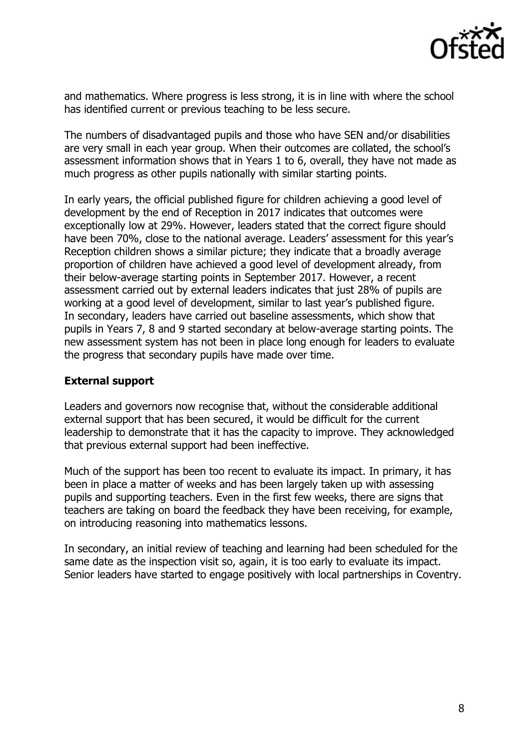and mathematics. Where progress is less strong, it is in line with where the school has identified current or previous teaching to be less secure.

The numbers of disadvantaged pupils and those who have SEN and/or disabilities are very small in each year group. When their outcomes are collated, the school's assessment information shows that in Years 1 to 6, overall, they have not made as much progress as other pupils nationally with similar starting points.

In early years, the official published figure for children achieving a good level of development by the end of Reception in 2017 indicates that outcomes were exceptionally low at 29%. However, leaders stated that the correct figure should have been 70%, close to the national average. Leaders' assessment for this year's Reception children shows a similar picture; they indicate that a broadly average proportion of children have achieved a good level of development already, from their below-average starting points in September 2017. However, a recent assessment carried out by external leaders indicates that just 28% of pupils are working at a good level of development, similar to last year's published figure. In secondary, leaders have carried out baseline assessments, which show that pupils in Years 7, 8 and 9 started secondary at below-average starting points. The new assessment system has not been in place long enough for leaders to evaluate the progress that secondary pupils have made over time.

**External support**

Leaders and governors now recognise that, without the considerable additional external support that has been secured, it would be difficult for the current leadership to demonstrate that it has the capacity to improve. They acknowledged that previous external support had been ineffective.

Much of the support has been too recent to evaluate its impact. In primary, it has been in place a matter of weeks and has been largely taken up with assessing pupils and supporting teachers. Even in the first few weeks, there are signs that teachers are taking on board the feedback they have been receiving, for example, on introducing reasoning into mathematics lessons.

In secondary, an initial review of teaching and learning had been scheduled for the same date as the inspection visit so, again, it is too early to evaluate its impact. Senior leaders have started to engage positively with local partnerships in Coventry.